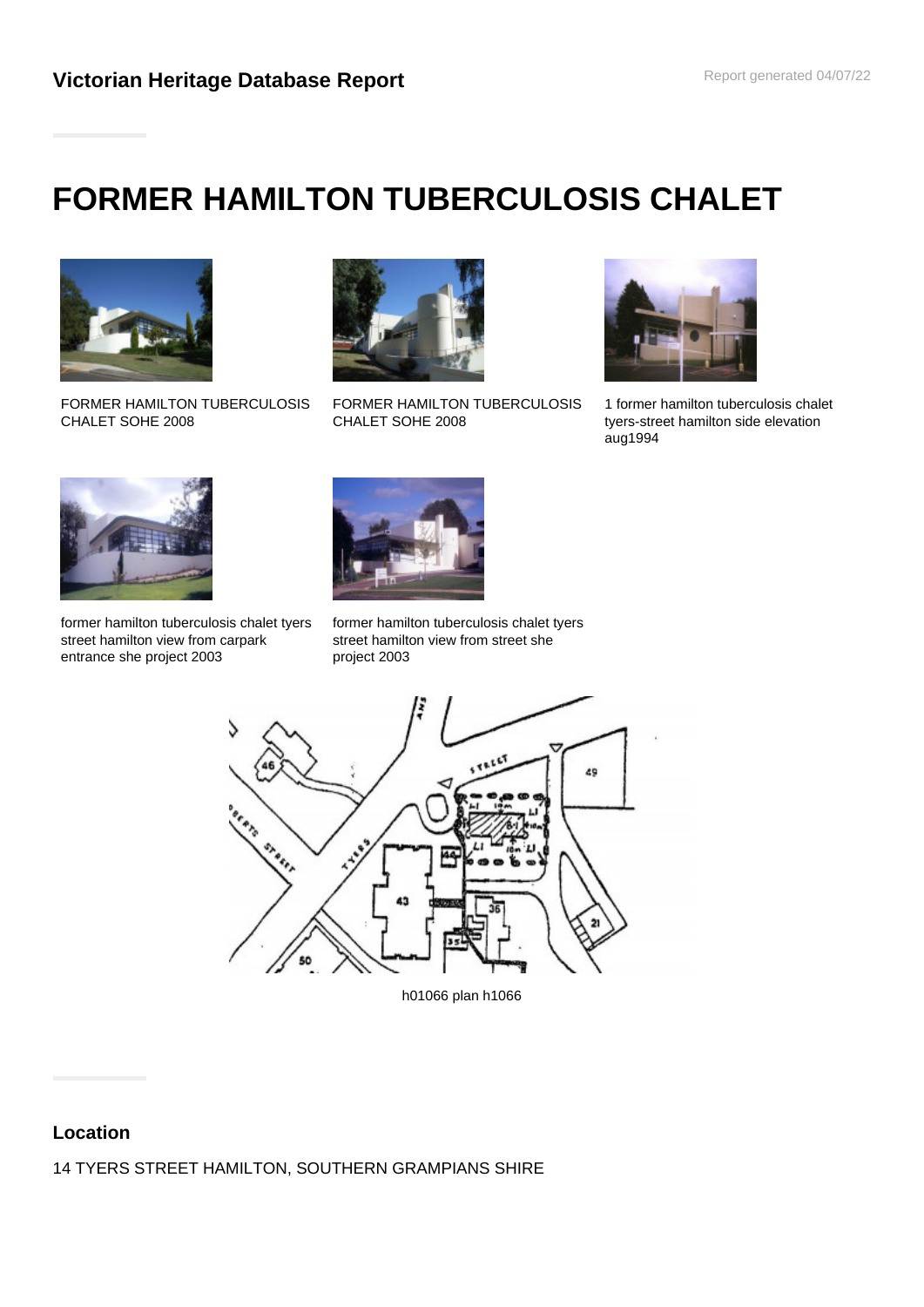Victorian Heritage Database Report

Report generated 04/07/22

# FORMER HAMILTON TUBERCULOSIS CHALET

FORMER HAMILTON TUBERCULOSIS CHALET SOHE 2008

FORMER HAMILTON TUBERCULOSIS CHALET SOHE 2008

1 former hamilton tuberculosis chalet tyers-street hamilton side elevation aug1994

former hamilton tuberculosis chalet tyers street hamilton view from carpark entrance she project 2003

former hamilton tuberculosis chalet tyers street hamilton view from street she project 2003

h01066 plan h1066

## Location

14 TYERS STREET HAMILTON, SOUTHERN GRAMPIANS SHIRE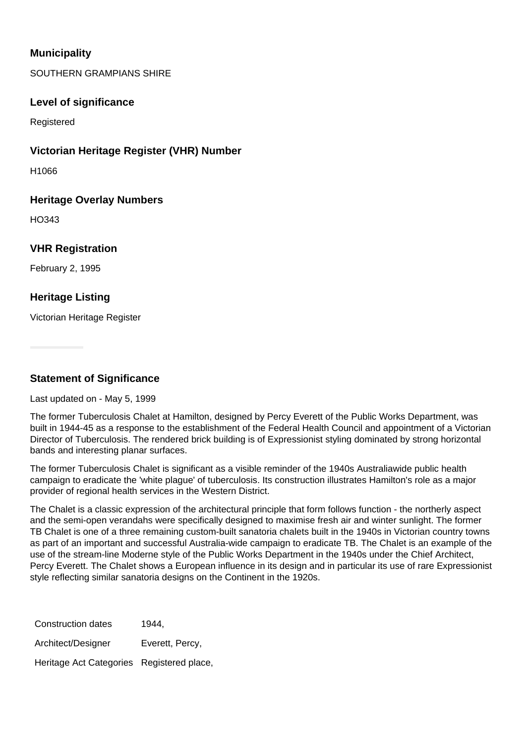### Municipality

SOUTHERN GRAMPIANS SHIRE

### Level of significance

Registered

### Victorian Heritage Register (VHR) Number

H1066

### Heritage Overlay Numbers

HO343

### VHR Registration

February 2, 1995

### Heritage Listing

Victorian Heritage Register

### Statement of Significance

Last updated on - May 5, 1999

The former Tuberculosis Chalet at Hamilton, designed by Percy Everett of the Public Works Department, was built in 1944-45 as a response to the establishment of the Federal Health Council and appointment of a Victorian Director of Tuberculosis. The rendered brick building is of Expressionist styling dominated by strong horizontal bands and interesting planar surfaces.

The former Tuberculosis Chalet is significant as a visible reminder of the 1940s Australiawide public health campaign to eradicate the 'white plague' of tuberculosis. Its construction illustrates Hamilton's role as a major provider of regional health services in the Western District.

The Chalet is a classic expression of the architectural principle that form follows function - the northerly aspect and the semi-open verandahs were specifically designed to maximise fresh air and winter sunlight. The former TB Chalet is one of a three remaining custom-built sanatoria chalets built in the 1940s in Victorian country towns as part of an important and successful Australia-wide campaign to eradicate TB. The Chalet is an example of the use of the stream-line Moderne style of the Public Works Department in the 1940s under the Chief Architect, Percy Everett. The Chalet shows a European influence in its design and in particular its use of rare Expressionist style reflecting similar sanatoria designs on the Continent in the 1920s.

| | |
|---|---|
| Construction dates | 1944, |
| Architect/Designer | Everett, Percy, |
| Heritage Act Categories | Registered place, |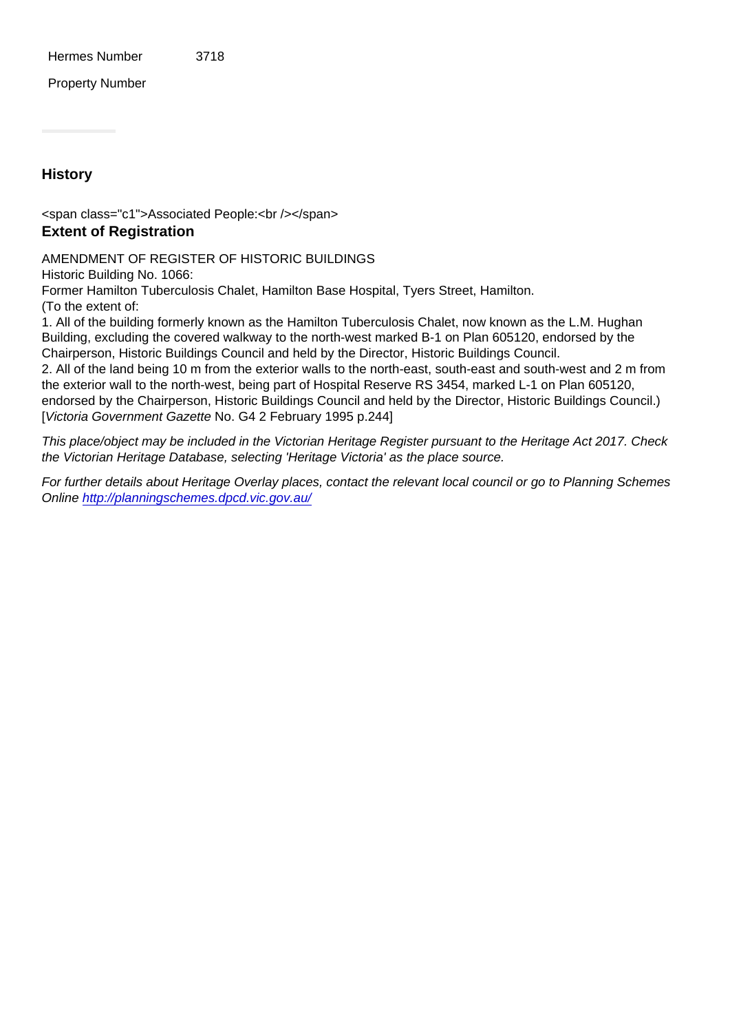Hermes Number 3718

Property Number

## History

<span class="c1">Associated People:<br /></span>

## Extent of Registration

AMENDMENT OF REGISTER OF HISTORIC BUILDINGS
Historic Building No. 1066:
Former Hamilton Tuberculosis Chalet, Hamilton Base Hospital, Tyers Street, Hamilton.
(To the extent of:
1. All of the building formerly known as the Hamilton Tuberculosis Chalet, now known as the L.M. Hughan Building, excluding the covered walkway to the north-west marked B-1 on Plan 605120, endorsed by the Chairperson, Historic Buildings Council and held by the Director, Historic Buildings Council.
2. All of the land being 10 m from the exterior walls to the north-east, south-east and south-west and 2 m from the exterior wall to the north-west, being part of Hospital Reserve RS 3454, marked L-1 on Plan 605120, endorsed by the Chairperson, Historic Buildings Council and held by the Director, Historic Buildings Council.)
[*Victoria Government Gazette* No. G4 2 February 1995 p.244]

*This place/object may be included in the Victorian Heritage Register pursuant to the Heritage Act 2017. Check the Victorian Heritage Database, selecting 'Heritage Victoria' as the place source.*

*For further details about Heritage Overlay places, contact the relevant local council or go to Planning Schemes Online [http://planningschemes.dpcd.vic.gov.au/](http://planningschemes.dpcd.vic.gov.au/)*